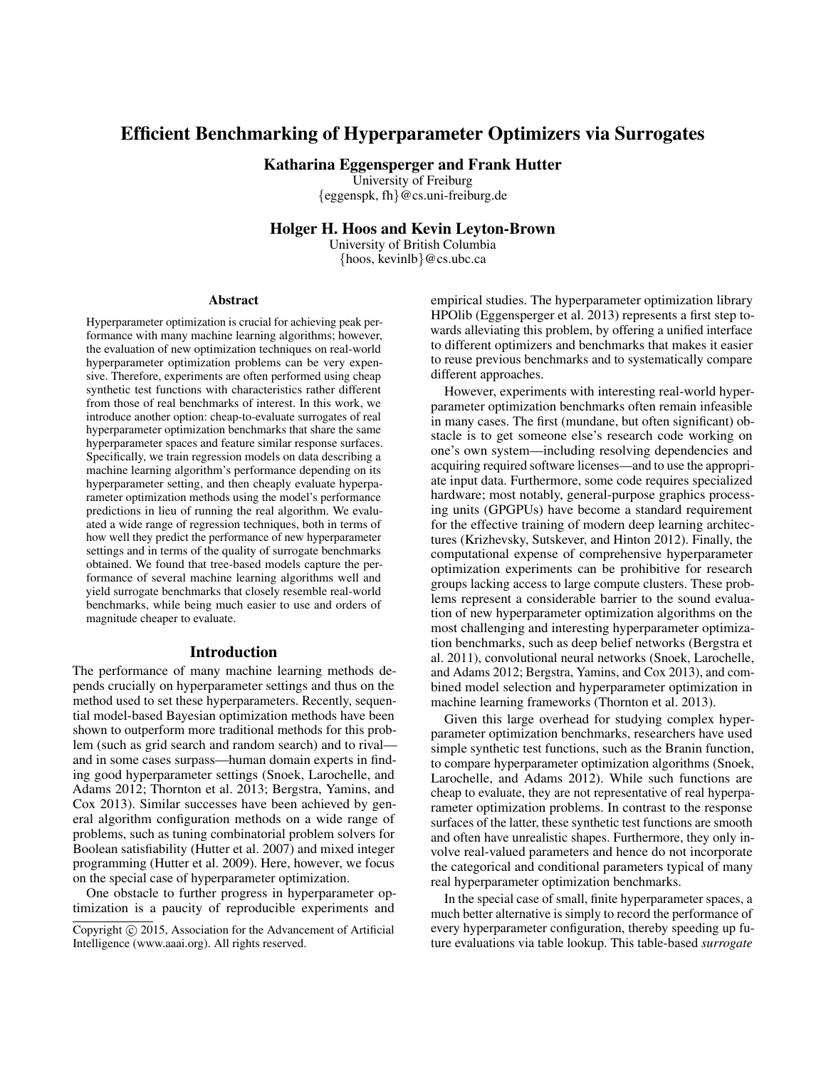# Efficient Benchmarking of Hyperparameter Optimizers via Surrogates

**Katharina Eggensperger and Frank Hutter**
University of Freiburg
{eggenspk, fh}@cs.uni-freiburg.de

**Holger H. Hoos and Kevin Leyton-Brown**
University of British Columbia
{hoos, kevinlb}@cs.ubc.ca

### Abstract

Hyperparameter optimization is crucial for achieving peak performance with many machine learning algorithms; however, the evaluation of new optimization techniques on real-world hyperparameter optimization problems can be very expensive. Therefore, experiments are often performed using cheap synthetic test functions with characteristics rather different from those of real benchmarks of interest. In this work, we introduce another option: cheap-to-evaluate surrogates of real hyperparameter optimization benchmarks that share the same hyperparameter spaces and feature similar response surfaces. Specifically, we train regression models on data describing a machine learning algorithm's performance depending on its hyperparameter setting, and then cheaply evaluate hyperparameter optimization methods using the model's performance predictions in lieu of running the real algorithm. We evaluated a wide range of regression techniques, both in terms of how well they predict the performance of new hyperparameter settings and in terms of the quality of surrogate benchmarks obtained. We found that tree-based models capture the performance of several machine learning algorithms well and yield surrogate benchmarks that closely resemble real-world benchmarks, while being much easier to use and orders of magnitude cheaper to evaluate.

## Introduction

The performance of many machine learning methods depends crucially on hyperparameter settings and thus on the method used to set these hyperparameters. Recently, sequential model-based Bayesian optimization methods have been shown to outperform more traditional methods for this problem (such as grid search and random search) and to rival—and in some cases surpass—human domain experts in finding good hyperparameter settings (Snoek, Larochelle, and Adams 2012; Thornton et al. 2013; Bergstra, Yamins, and Cox 2013). Similar successes have been achieved by general algorithm configuration methods on a wide range of problems, such as tuning combinatorial problem solvers for Boolean satisfiability (Hutter et al. 2007) and mixed integer programming (Hutter et al. 2009). Here, however, we focus on the special case of hyperparameter optimization.

One obstacle to further progress in hyperparameter optimization is a paucity of reproducible experiments and empirical studies. The hyperparameter optimization library HPOlib (Eggensperger et al. 2013) represents a first step towards alleviating this problem, by offering a unified interface to different optimizers and benchmarks that makes it easier to reuse previous benchmarks and to systematically compare different approaches.

However, experiments with interesting real-world hyperparameter optimization benchmarks often remain infeasible in many cases. The first (mundane, but often significant) obstacle is to get someone else's research code working on one's own system—including resolving dependencies and acquiring required software licenses—and to use the appropriate input data. Furthermore, some code requires specialized hardware; most notably, general-purpose graphics processing units (GPGPUs) have become a standard requirement for the effective training of modern deep learning architectures (Krizhevsky, Sutskever, and Hinton 2012). Finally, the computational expense of comprehensive hyperparameter optimization experiments can be prohibitive for research groups lacking access to large compute clusters. These problems represent a considerable barrier to the sound evaluation of new hyperparameter optimization algorithms on the most challenging and interesting hyperparameter optimization benchmarks, such as deep belief networks (Bergstra et al. 2011), convolutional neural networks (Snoek, Larochelle, and Adams 2012; Bergstra, Yamins, and Cox 2013), and combined model selection and hyperparameter optimization in machine learning frameworks (Thornton et al. 2013).

Given this large overhead for studying complex hyperparameter optimization benchmarks, researchers have used simple synthetic test functions, such as the Branin function, to compare hyperparameter optimization algorithms (Snoek, Larochelle, and Adams 2012). While such functions are cheap to evaluate, they are not representative of real hyperparameter optimization problems. In contrast to the response surfaces of the latter, these synthetic test functions are smooth and often have unrealistic shapes. Furthermore, they only involve real-valued parameters and hence do not incorporate the categorical and conditional parameters typical of many real hyperparameter optimization benchmarks.

In the special case of small, finite hyperparameter spaces, a much better alternative is simply to record the performance of every hyperparameter configuration, thereby speeding up future evaluations via table lookup. This table-based *surrogate*

Copyright © 2015, Association for the Advancement of Artificial Intelligence (www.aaai.org). All rights reserved.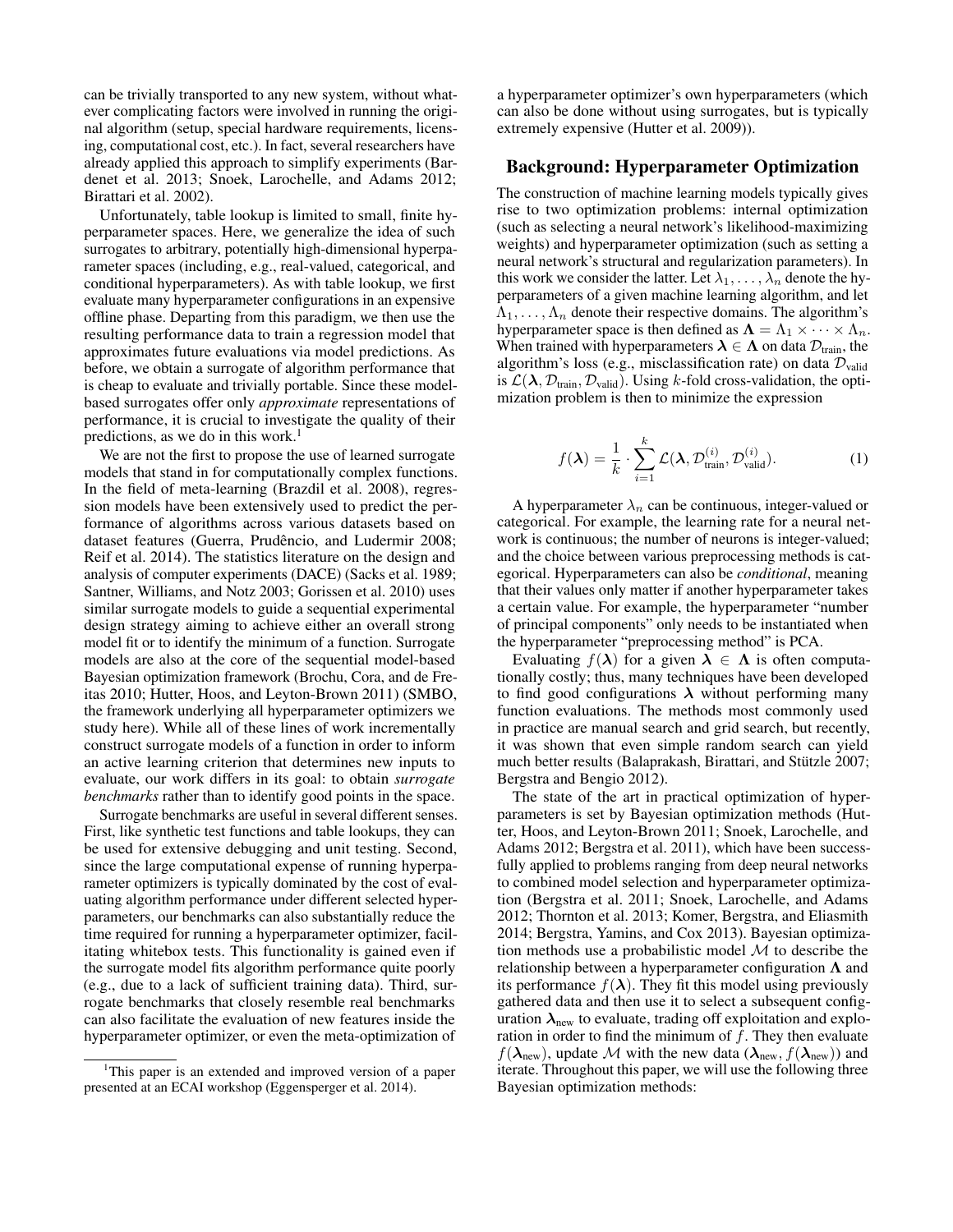can be trivially transported to any new system, without whatever complicating factors were involved in running the original algorithm (setup, special hardware requirements, licensing, computational cost, etc.). In fact, several researchers have already applied this approach to simplify experiments (Bardenet et al. 2013; Snoek, Larochelle, and Adams 2012; Birattari et al. 2002).

Unfortunately, table lookup is limited to small, finite hyperparameter spaces. Here, we generalize the idea of such surrogates to arbitrary, potentially high-dimensional hyperparameter spaces (including, e.g., real-valued, categorical, and conditional hyperparameters). As with table lookup, we first evaluate many hyperparameter configurations in an expensive offline phase. Departing from this paradigm, we then use the resulting performance data to train a regression model that approximates future evaluations via model predictions. As before, we obtain a surrogate of algorithm performance that is cheap to evaluate and trivially portable. Since these model-based surrogates offer only *approximate* representations of performance, it is crucial to investigate the quality of their predictions, as we do in this work.[1]

We are not the first to propose the use of learned surrogate models that stand in for computationally complex functions. In the field of meta-learning (Brazdil et al. 2008), regression models have been extensively used to predict the performance of algorithms across various datasets based on dataset features (Guerra, Prudêncio, and Ludermir 2008; Reif et al. 2014). The statistics literature on the design and analysis of computer experiments (DACE) (Sacks et al. 1989; Santner, Williams, and Notz 2003; Gorissen et al. 2010) uses similar surrogate models to guide a sequential experimental design strategy aiming to achieve either an overall strong model fit or to identify the minimum of a function. Surrogate models are also at the core of the sequential model-based Bayesian optimization framework (Brochu, Cora, and de Freitas 2010; Hutter, Hoos, and Leyton-Brown 2011) (SMBO, the framework underlying all hyperparameter optimizers we study here). While all of these lines of work incrementally construct surrogate models of a function in order to inform an active learning criterion that determines new inputs to evaluate, our work differs in its goal: to obtain *surrogate benchmarks* rather than to identify good points in the space.

Surrogate benchmarks are useful in several different senses. First, like synthetic test functions and table lookups, they can be used for extensive debugging and unit testing. Second, since the large computational expense of running hyperparameter optimizers is typically dominated by the cost of evaluating algorithm performance under different selected hyperparameters, our benchmarks can also substantially reduce the time required for running a hyperparameter optimizer, facilitating whitebox tests. This functionality is gained even if the surrogate model fits algorithm performance quite poorly (e.g., due to a lack of sufficient training data). Third, surrogate benchmarks that closely resemble real benchmarks can also facilitate the evaluation of new features inside the hyperparameter optimizer, or even the meta-optimization of a hyperparameter optimizer's own hyperparameters (which can also be done without using surrogates, but is typically extremely expensive (Hutter et al. 2009)).

[1] This paper is an extended and improved version of a paper presented at an ECAI workshop (Eggensperger et al. 2014).

## Background: Hyperparameter Optimization

The construction of machine learning models typically gives rise to two optimization problems: internal optimization (such as selecting a neural network's likelihood-maximizing weights) and hyperparameter optimization (such as setting a neural network's structural and regularization parameters). In this work we consider the latter. Let $\lambda_1, \ldots, \lambda_n$ denote the hyperparameters of a given machine learning algorithm, and let $\Lambda_1, \ldots, \Lambda_n$ denote their respective domains. The algorithm's hyperparameter space is then defined as $\mathbf{\Lambda} = \Lambda_1 \times \cdots \times \Lambda_n$. When trained with hyperparameters $\boldsymbol{\lambda} \in \mathbf{\Lambda}$ on data $\mathcal{D}_{\text{train}}$, the algorithm's loss (e.g., misclassification rate) on data $\mathcal{D}_{\text{valid}}$ is $\mathcal{L}(\boldsymbol{\lambda}, \mathcal{D}_{\text{train}}, \mathcal{D}_{\text{valid}})$. Using $k$-fold cross-validation, the optimization problem is then to minimize the expression

$$f(\boldsymbol{\lambda}) = \frac{1}{k} \cdot \sum_{i=1}^{k} \mathcal{L}(\boldsymbol{\lambda}, \mathcal{D}_{\text{train}}^{(i)}, \mathcal{D}_{\text{valid}}^{(i)}). \tag{1}$$

A hyperparameter $\lambda_n$ can be continuous, integer-valued or categorical. For example, the learning rate for a neural network is continuous; the number of neurons is integer-valued; and the choice between various preprocessing methods is categorical. Hyperparameters can also be *conditional*, meaning that their values only matter if another hyperparameter takes a certain value. For example, the hyperparameter "number of principal components" only needs to be instantiated when the hyperparameter "preprocessing method" is PCA.

Evaluating $f(\boldsymbol{\lambda})$ for a given $\boldsymbol{\lambda} \in \mathbf{\Lambda}$ is often computationally costly; thus, many techniques have been developed to find good configurations $\boldsymbol{\lambda}$ without performing many function evaluations. The methods most commonly used in practice are manual search and grid search, but recently, it was shown that even simple random search can yield much better results (Balaprakash, Birattari, and Stützle 2007; Bergstra and Bengio 2012).

The state of the art in practical optimization of hyperparameters is set by Bayesian optimization methods (Hutter, Hoos, and Leyton-Brown 2011; Snoek, Larochelle, and Adams 2012; Bergstra et al. 2011), which have been successfully applied to problems ranging from deep neural networks to combined model selection and hyperparameter optimization (Bergstra et al. 2011; Snoek, Larochelle, and Adams 2012; Thornton et al. 2013; Komer, Bergstra, and Eliasmith 2014; Bergstra, Yamins, and Cox 2013). Bayesian optimization methods use a probabilistic model $\mathcal{M}$ to describe the relationship between a hyperparameter configuration $\mathbf{\Lambda}$ and its performance $f(\boldsymbol{\lambda})$. They fit this model using previously gathered data and then use it to select a subsequent configuration $\boldsymbol{\lambda}_{\text{new}}$ to evaluate, trading off exploitation and exploration in order to find the minimum of $f$. They then evaluate $f(\boldsymbol{\lambda}_{\text{new}})$, update $\mathcal{M}$ with the new data $(\boldsymbol{\lambda}_{\text{new}}, f(\boldsymbol{\lambda}_{\text{new}}))$ and iterate. Throughout this paper, we will use the following three Bayesian optimization methods: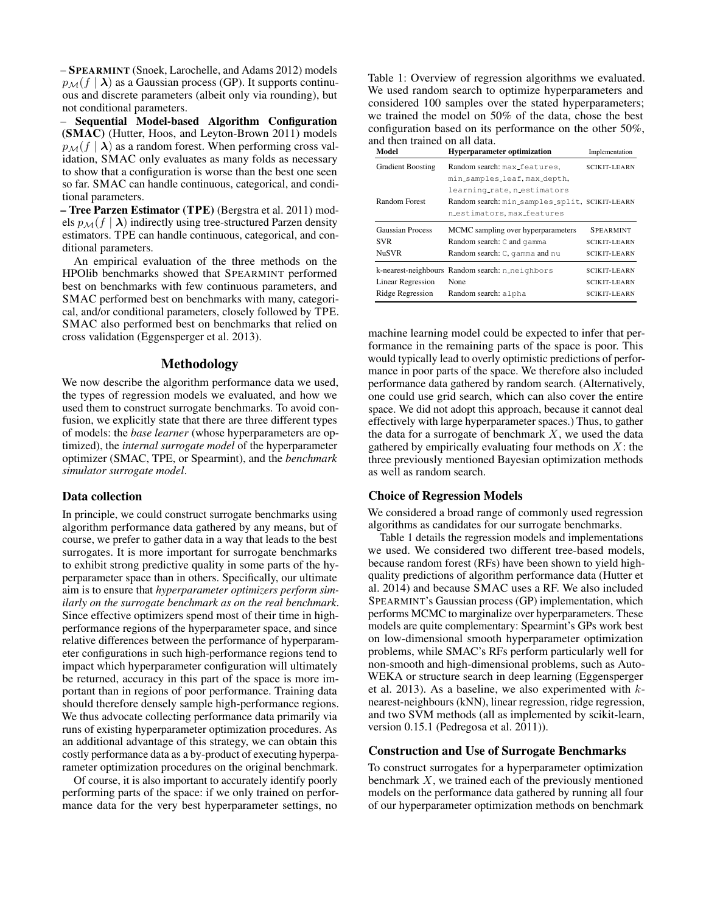– **SPEARMINT** (Snoek, Larochelle, and Adams 2012) models $p_{\mathcal{M}}(f \mid \boldsymbol{\lambda})$ as a Gaussian process (GP). It supports continuous and discrete parameters (albeit only via rounding), but not conditional parameters.

– **Sequential Model-based Algorithm Configuration (SMAC)** (Hutter, Hoos, and Leyton-Brown 2011) models $p_{\mathcal{M}}(f \mid \boldsymbol{\lambda})$ as a random forest. When performing cross validation, SMAC only evaluates as many folds as necessary to show that a configuration is worse than the best one seen so far. SMAC can handle continuous, categorical, and conditional parameters.

– **Tree Parzen Estimator (TPE)** (Bergstra et al. 2011) models $p_{\mathcal{M}}(f \mid \boldsymbol{\lambda})$ indirectly using tree-structured Parzen density estimators. TPE can handle continuous, categorical, and conditional parameters.

An empirical evaluation of the three methods on the HPOlib benchmarks showed that SPEARMINT performed best on benchmarks with few continuous parameters, and SMAC performed best on benchmarks with many, categorical, and/or conditional parameters, closely followed by TPE. SMAC also performed best on benchmarks that relied on cross validation (Eggensperger et al. 2013).

## Methodology

We now describe the algorithm performance data we used, the types of regression models we evaluated, and how we used them to construct surrogate benchmarks. To avoid confusion, we explicitly state that there are three different types of models: the *base learner* (whose hyperparameters are optimized), the *internal surrogate model* of the hyperparameter optimizer (SMAC, TPE, or Spearmint), and the *benchmark simulator surrogate model*.

### Data collection

In principle, we could construct surrogate benchmarks using algorithm performance data gathered by any means, but of course, we prefer to gather data in a way that leads to the best surrogates. It is more important for surrogate benchmarks to exhibit strong predictive quality in some parts of the hyperparameter space than in others. Specifically, our ultimate aim is to ensure that *hyperparameter optimizers perform similarly on the surrogate benchmark as on the real benchmark*. Since effective optimizers spend most of their time in high-performance regions of the hyperparameter space, and since relative differences between the performance of hyperparameter configurations in such high-performance regions tend to impact which hyperparameter configuration will ultimately be returned, accuracy in this part of the space is more important than in regions of poor performance. Training data should therefore densely sample high-performance regions. We thus advocate collecting performance data primarily via runs of existing hyperparameter optimization procedures. As an additional advantage of this strategy, we can obtain this costly performance data as a by-product of executing hyperparameter optimization procedures on the original benchmark.

Of course, it is also important to accurately identify poorly performing parts of the space: if we only trained on performance data for the very best hyperparameter settings, no machine learning model could be expected to infer that performance in the remaining parts of the space is poor. This would typically lead to overly optimistic predictions of performance in poor parts of the space. We therefore also included performance data gathered by random search. (Alternatively, one could use grid search, which can also cover the entire space. We did not adopt this approach, because it cannot deal effectively with large hyperparameter spaces.) Thus, to gather the data for a surrogate of benchmark $X$, we used the data gathered by empirically evaluating four methods on $X$: the three previously mentioned Bayesian optimization methods as well as random search.

Table 1: Overview of regression algorithms we evaluated. We used random search to optimize hyperparameters and considered 100 samples over the stated hyperparameters; we trained the model on 50% of the data, chose the best configuration based on its performance on the other 50%, and then trained on all data.

| Model | Hyperparameter optimization | Implementation |
|---|---|---|
| Gradient Boosting | Random search: max_features, min_samples_leaf, max_depth, learning_rate, n_estimators | SCIKIT-LEARN |
| Random Forest | Random search: min_samples_split, n_estimators, max_features | SCIKIT-LEARN |
| Gaussian Process | MCMC sampling over hyperparameters | SPEARMINT |
| SVR | Random search: C and gamma | SCIKIT-LEARN |
| NuSVR | Random search: C, gamma and nu | SCIKIT-LEARN |
| k-nearest-neighbours | Random search: n_neighbors | SCIKIT-LEARN |
| Linear Regression | None | SCIKIT-LEARN |
| Ridge Regression | Random search: alpha | SCIKIT-LEARN |

### Choice of Regression Models

We considered a broad range of commonly used regression algorithms as candidates for our surrogate benchmarks.

Table 1 details the regression models and implementations we used. We considered two different tree-based models, because random forest (RFs) have been shown to yield high-quality predictions of algorithm performance data (Hutter et al. 2014) and because SMAC uses a RF. We also included SPEARMINT's Gaussian process (GP) implementation, which performs MCMC to marginalize over hyperparameters. These models are quite complementary: Spearmint's GPs work best on low-dimensional smooth hyperparameter optimization problems, while SMAC's RFs perform particularly well for non-smooth and high-dimensional problems, such as Auto-WEKA or structure search in deep learning (Eggensperger et al. 2013). As a baseline, we also experimented with $k$-nearest-neighbours (kNN), linear regression, ridge regression, and two SVM methods (all as implemented by scikit-learn, version 0.15.1 (Pedregosa et al. 2011)).

### Construction and Use of Surrogate Benchmarks

To construct surrogates for a hyperparameter optimization benchmark $X$, we trained each of the previously mentioned models on the performance data gathered by running all four of our hyperparameter optimization methods on benchmark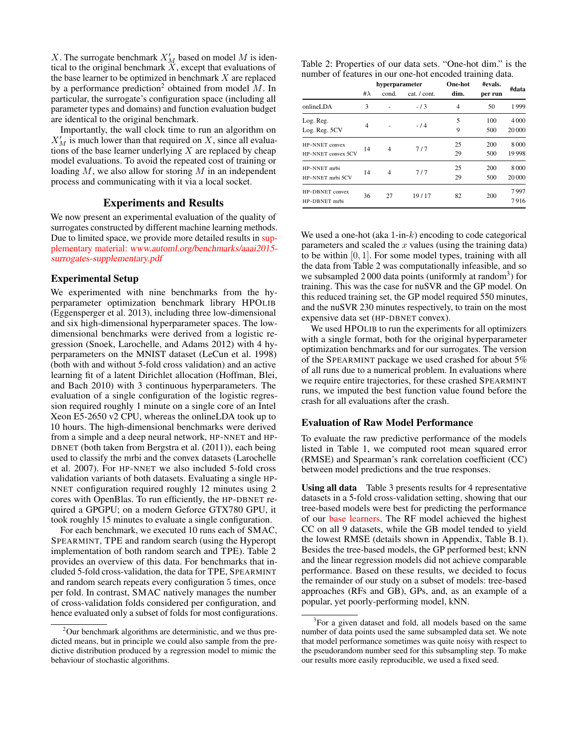$X$. The surrogate benchmark $X'_M$ based on model $M$ is identical to the original benchmark $X$, except that evaluations of the base learner to be optimized in benchmark $X$ are replaced by a performance prediction[2] obtained from model $M$. In particular, the surrogate's configuration space (including all parameter types and domains) and function evaluation budget are identical to the original benchmark.

Importantly, the wall clock time to run an algorithm on $X'_M$ is much lower than that required on $X$, since all evaluations of the base learner underlying $X$ are replaced by cheap model evaluations. To avoid the repeated cost of training or loading $M$, we also allow for storing $M$ in an independent process and communicating with it via a local socket.

## Experiments and Results

We now present an experimental evaluation of the quality of surrogates constructed by different machine learning methods. Due to limited space, we provide more detailed results in supplementary material: *www.automl.org/benchmarks/aaai2015-surrogates-supplementary.pdf*

### Experimental Setup

We experimented with nine benchmarks from the hyperparameter optimization benchmark library HPOLIB (Eggensperger et al. 2013), including three low-dimensional and six high-dimensional hyperparameter spaces. The low-dimensional benchmarks were derived from a logistic regression (Snoek, Larochelle, and Adams 2012) with 4 hyperparameters on the MNIST dataset (LeCun et al. 1998) (both with and without 5-fold cross validation) and an active learning fit of a latent Dirichlet allocation (Hoffman, Blei, and Bach 2010) with 3 continuous hyperparameters. The evaluation of a single configuration of the logistic regression required roughly 1 minute on a single core of an Intel Xeon E5-2650 v2 CPU, whereas the onlineLDA took up to 10 hours. The high-dimensional benchmarks were derived from a simple and a deep neural network, HP-NNET and HP-DBNET (both taken from Bergstra et al. (2011)), each being used to classify the mrbi and the convex datasets (Larochelle et al. 2007). For HP-NNET we also included 5-fold cross validation variants of both datasets. Evaluating a single HP-NNET configuration required roughly 12 minutes using 2 cores with OpenBlas. To run efficiently, the HP-DBNET required a GPGPU; on a modern Geforce GTX780 GPU, it took roughly 15 minutes to evaluate a single configuration.

For each benchmark, we executed 10 runs each of SMAC, SPEARMINT, TPE and random search (using the Hyperopt implementation of both random search and TPE). Table 2 provides an overview of this data. For benchmarks that included 5-fold cross-validation, the data for TPE, SPEARMINT and random search repeats every configuration 5 times, once per fold. In contrast, SMAC natively manages the number of cross-validation folds considered per configuration, and hence evaluated only a subset of folds for most configurations.

[2] Our benchmark algorithms are deterministic, and we thus predicted means, but in principle we could also sample from the predictive distribution produced by a regression model to mimic the behaviour of stochastic algorithms.

Table 2: Properties of our data sets. "One-hot dim." is the number of features in our one-hot encoded training data.

| | hyperparameter #λ | hyperparameter cond. | hyperparameter cat. / cont. | One-hot dim. | #evals. per run | #data |
|---|---|---|---|---|---|---|
| onlineLDA | 3 | - | - / 3 | 4 | 50 | 1 999 |
| Log. Reg. | 4 | - | - / 4 | 5 | 100 | 4 000 |
| Log. Reg. 5CV | | | | 9 | 500 | 20 000 |
| HP-NNET convex | 14 | 4 | 7 / 7 | 25 | 200 | 8 000 |
| HP-NNET convex 5CV | | | | 29 | 500 | 19 998 |
| HP-NNET mrbi | 14 | 4 | 7 / 7 | 25 | 200 | 8 000 |
| HP-NNET mrbi 5CV | | | | 29 | 500 | 20 000 |
| HP-DBNET convex | 36 | 27 | 19 / 17 | 82 | 200 | 7 997 |
| HP-DBNET mrbi | | | | | | 7 916 |

We used a one-hot (aka 1-in-$k$) encoding to code categorical parameters and scaled the $x$ values (using the training data) to be within $[0, 1]$. For some model types, training with all the data from Table 2 was computationally infeasible, and so we subsampled 2 000 data points (uniformly at random[3]) for training. This was the case for nuSVR and the GP model. On this reduced training set, the GP model required 550 minutes, and the nuSVR 230 minutes respectively, to train on the most expensive data set (HP-DBNET convex).

We used HPOLIB to run the experiments for all optimizers with a single format, both for the original hyperparameter optimization benchmarks and for our surrogates. The version of the SPEARMINT package we used crashed for about 5% of all runs due to a numerical problem. In evaluations where we require entire trajectories, for these crashed SPEARMINT runs, we imputed the best function value found before the crash for all evaluations after the crash.

### Evaluation of Raw Model Performance

To evaluate the raw predictive performance of the models listed in Table 1, we computed root mean squared error (RMSE) and Spearman's rank correlation coefficient (CC) between model predictions and the true responses.

**Using all data** Table 3 presents results for 4 representative datasets in a 5-fold cross-validation setting, showing that our tree-based models were best for predicting the performance of our base learners. The RF model achieved the highest CC on all 9 datasets, while the GB model tended to yield the lowest RMSE (details shown in Appendix, Table B.1). Besides the tree-based models, the GP performed best; kNN and the linear regression models did not achieve comparable performance. Based on these results, we decided to focus the remainder of our study on a subset of models: tree-based approaches (RFs and GB), GPs, and, as an example of a popular, yet poorly-performing model, kNN.

[3] For a given dataset and fold, all models based on the same number of data points used the same subsampled data set. We note that model performance sometimes was quite noisy with respect to the pseudorandom number seed for this subsampling step. To make our results more easily reproducible, we used a fixed seed.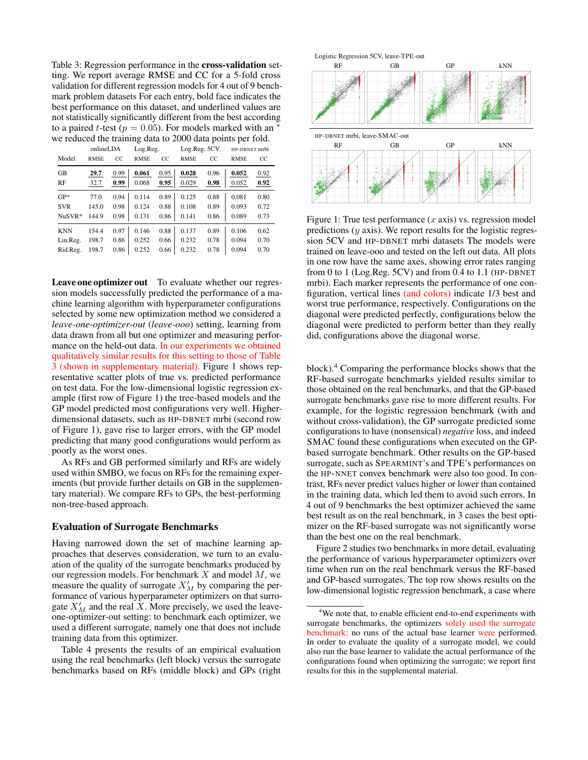Table 3: Regression performance in the **cross-validation** setting. We report average RMSE and CC for a 5-fold cross validation for different regression models for 4 out of 9 benchmark problem datasets For each entry, bold face indicates the best performance on this dataset, and underlined values are not statistically significantly different from the best according to a paired $t$-test ($p = 0.05$). For models marked with an * we reduced the training data to 2000 data points per fold.

| Model | onlineLDA RMSE | onlineLDA CC | Log.Reg. RMSE | Log.Reg. CC | Log.Reg. 5CV RMSE | Log.Reg. 5CV CC | HP-DBNET mrbi RMSE | HP-DBNET mrbi CC |
|---|---|---|---|---|---|---|---|---|
| GB | **29.7** | 0.99 | **0.061** | 0.95 | **0.028** | 0.96 | **0.052** | 0.92 |
| RF | 32.7 | **0.99** | 0.068 | **0.95** | 0.029 | **0.98** | 0.052 | **0.92** |
| GP* | 77.0 | 0.94 | 0.114 | 0.89 | 0.125 | 0.88 | 0.081 | 0.80 |
| SVR | 145.0 | 0.98 | 0.124 | 0.88 | 0.108 | 0.89 | 0.093 | 0.72 |
| NuSVR* | 144.9 | 0.98 | 0.131 | 0.86 | 0.141 | 0.86 | 0.089 | 0.73 |
| KNN | 154.4 | 0.97 | 0.146 | 0.88 | 0.137 | 0.89 | 0.106 | 0.62 |
| Lin.Reg. | 198.7 | 0.86 | 0.252 | 0.66 | 0.232 | 0.78 | 0.094 | 0.70 |
| Rid.Reg. | 198.7 | 0.86 | 0.252 | 0.66 | 0.232 | 0.78 | 0.094 | 0.70 |

**Leave one optimizer out** To evaluate whether our regression models successfully predicted the performance of a machine learning algorithm with hyperparameter configurations selected by some new optimization method we considered a *leave-one-optimizer-out* (*leave-ooo*) setting, learning from data drawn from all but one optimizer and measuring performance on the held-out data. In our experiments we obtained qualitatively similar results for this setting to those of Table 3 (shown in supplementary material). Figure 1 shows representative scatter plots of true vs. predicted performance on test data. For the low-dimensional logistic regression example (first row of Figure 1) the tree-based models and the GP model predicted most configurations very well. Higher-dimensional datasets, such as HP-DBNET mrbi (second row of Figure 1), gave rise to larger errors, with the GP model predicting that many good configurations would perform as poorly as the worst ones.

As RFs and GB performed similarly and RFs are widely used within SMBO, we focus on RFs for the remaining experiments (but provide further details on GB in the supplementary material). We compare RFs to GPs, the best-performing non-tree-based approach.

Figure 1: True test performance ($x$ axis) vs. regression model predictions ($y$ axis). We report results for the logistic regression 5CV and HP-DBNET mrbi datasets The models were trained on leave-ooo and tested on the left out data. All plots in one row have the same axes, showing error rates ranging from 0 to 1 (Log.Reg. 5CV) and from 0.4 to 1.1 (HP-DBNET mrbi). Each marker represents the performance of one configuration, vertical lines (and colors) indicate 1/3 best and worst true performance, respectively. Configurations on the diagonal were predicted perfectly, configurations below the diagonal were predicted to perform better than they really did, configurations above the diagonal worse.

## Evaluation of Surrogate Benchmarks

Having narrowed down the set of machine learning approaches that deserves consideration, we turn to an evaluation of the quality of the surrogate benchmarks produced by our regression models. For benchmark $X$ and model $M$, we measure the quality of surrogate $X'_M$ by comparing the performance of various hyperparameter optimizers on that surrogate $X'_M$ and the real $X$. More precisely, we used the leave-one-optimizer-out setting: to benchmark each optimizer, we used a different surrogate, namely one that does not include training data from this optimizer.

Table 4 presents the results of an empirical evaluation using the real benchmarks (left block) versus the surrogate benchmarks based on RFs (middle block) and GPs (right block).[4] Comparing the performance blocks shows that the RF-based surrogate benchmarks yielded results similar to those obtained on the real benchmarks, and that the GP-based surrogate benchmarks gave rise to more different results. For example, for the logistic regression benchmark (with and without cross-validation), the GP surrogate predicted some configurations to have (nonsensical) *negative* loss, and indeed SMAC found these configurations when executed on the GP-based surrogate benchmark. Other results on the GP-based surrogate, such as SPEARMINT's and TPE's performances on the HP-NNET convex benchmark were also too good. In contrast, RFs never predict values higher or lower than contained in the training data, which led them to avoid such errors. In 4 out of 9 benchmarks the best optimizer achieved the same best result as on the real benchmark, in 3 cases the best optimizer on the RF-based surrogate was not significantly worse than the best one on the real benchmark.

Figure 2 studies two benchmarks in more detail, evaluating the performance of various hyperparameter optimizers over time when run on the real benchmark versus the RF-based and GP-based surrogates. The top row shows results on the low-dimensional logistic regression benchmark, a case where

[4] We note that, to enable efficient end-to-end experiments with surrogate benchmarks, the optimizers solely used the surrogate benchmark; no runs of the actual base learner were performed. In order to evaluate the quality of a surrogate model, we could also run the base learner to validate the actual performance of the configurations found when optimizing the surrogate; we report first results for this in the supplemental material.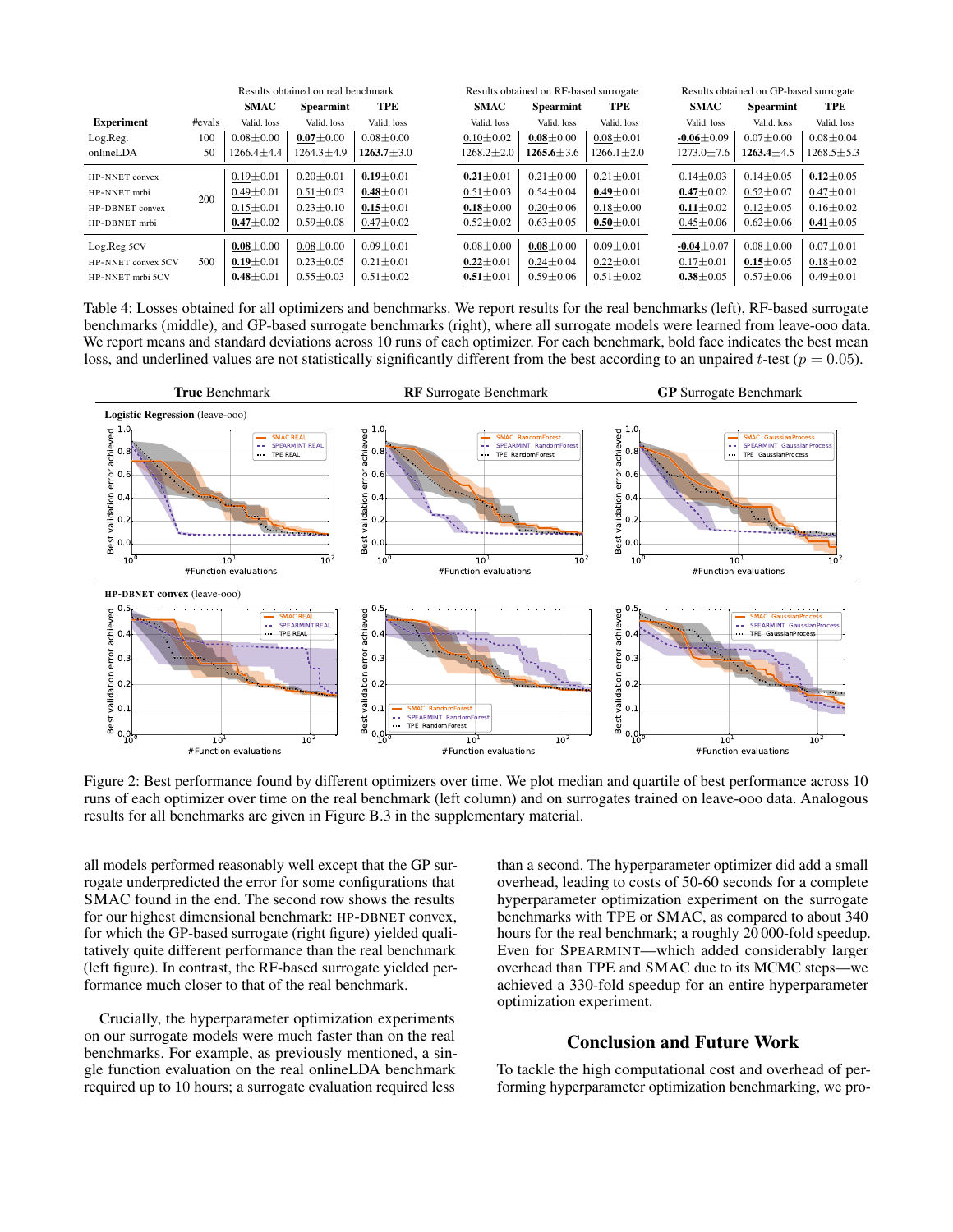| | | Results obtained on real benchmark | | | Results obtained on RF-based surrogate | | | Results obtained on GP-based surrogate | | |
|---|---|---|---|---|---|---|---|---|---|---|
| | | **SMAC** | **Spearmint** | **TPE** | **SMAC** | **Spearmint** | **TPE** | **SMAC** | **Spearmint** | **TPE** |
| **Experiment** | #evals | Valid. loss | Valid. loss | Valid. loss | Valid. loss | Valid. loss | Valid. loss | Valid. loss | Valid. loss | Valid. loss |
| Log.Reg. | 100 | 0.08±0.00 | **0.07**±0.00 | 0.08±0.00 | 0.10±0.02 | **0.08**±0.00 | 0.08±0.01 | **-0.06**±0.09 | 0.07±0.00 | 0.08±0.04 |
| onlineLDA | 50 | 1266.4±4.4 | 1264.3±4.9 | **1263.7**±3.0 | 1268.2±2.0 | **1265.6**±3.6 | 1266.1±2.0 | 1273.0±7.6 | **1263.4**±4.5 | 1268.5±5.3 |
| HP-NNET convex | 200 | 0.19±0.01 | 0.20±0.01 | **0.19**±0.01 | **0.21**±0.01 | 0.21±0.00 | 0.21±0.01 | 0.14±0.03 | 0.14±0.05 | **0.12**±0.05 |
| HP-NNET mrbi | 200 | 0.49±0.01 | 0.51±0.03 | **0.48**±0.01 | 0.51±0.03 | 0.54±0.04 | **0.49**±0.01 | **0.47**±0.02 | 0.52±0.07 | 0.47±0.01 |
| HP-DBNET convex | 200 | 0.15±0.01 | 0.23±0.10 | **0.15**±0.01 | **0.18**±0.00 | 0.20±0.06 | 0.18±0.00 | **0.11**±0.02 | 0.12±0.05 | 0.16±0.02 |
| HP-DBNET mrbi | 200 | **0.47**±0.02 | 0.59±0.08 | 0.47±0.02 | 0.52±0.02 | 0.63±0.05 | **0.50**±0.01 | 0.45±0.06 | 0.62±0.06 | **0.41**±0.05 |
| Log.Reg 5CV | 500 | **0.08**±0.00 | 0.08±0.00 | 0.09±0.01 | 0.08±0.00 | **0.08**±0.00 | 0.09±0.01 | **-0.04**±0.07 | 0.08±0.00 | 0.07±0.01 |
| HP-NNET convex 5CV | 500 | **0.19**±0.01 | 0.23±0.05 | 0.21±0.01 | **0.22**±0.01 | 0.24±0.04 | 0.22±0.01 | 0.17±0.01 | **0.15**±0.05 | 0.18±0.02 |
| HP-NNET mrbi 5CV | 500 | **0.48**±0.01 | 0.55±0.03 | 0.51±0.02 | **0.51**±0.01 | 0.59±0.06 | 0.51±0.02 | **0.38**±0.05 | 0.57±0.06 | 0.49±0.01 |

Table 4: Losses obtained for all optimizers and benchmarks. We report results for the real benchmarks (left), RF-based surrogate benchmarks (middle), and GP-based surrogate benchmarks (right), where all surrogate models were learned from leave-ooo data. We report means and standard deviations across 10 runs of each optimizer. For each benchmark, bold face indicates the best mean loss, and underlined values are not statistically significantly different from the best according to an unpaired $t$-test ($p = 0.05$).

Figure 2: Best performance found by different optimizers over time. We plot median and quartile of best performance across 10 runs of each optimizer over time on the real benchmark (left column) and on surrogates trained on leave-ooo data. Analogous results for all benchmarks are given in Figure B.3 in the supplementary material.

all models performed reasonably well except that the GP surrogate underpredicted the error for some configurations that SMAC found in the end. The second row shows the results for our highest dimensional benchmark: HP-DBNET convex, for which the GP-based surrogate (right figure) yielded qualitatively quite different performance than the real benchmark (left figure). In contrast, the RF-based surrogate yielded performance much closer to that of the real benchmark.

Crucially, the hyperparameter optimization experiments on our surrogate models were much faster than on the real benchmarks. For example, as previously mentioned, a single function evaluation on the real onlineLDA benchmark required up to 10 hours; a surrogate evaluation required less than a second. The hyperparameter optimizer did add a small overhead, leading to costs of 50-60 seconds for a complete hyperparameter optimization experiment on the surrogate benchmarks with TPE or SMAC, as compared to about 340 hours for the real benchmark; a roughly 20 000-fold speedup. Even for SPEARMINT—which added considerably larger overhead than TPE and SMAC due to its MCMC steps—we achieved a 330-fold speedup for an entire hyperparameter optimization experiment.

## Conclusion and Future Work

To tackle the high computational cost and overhead of performing hyperparameter optimization benchmarking, we pro-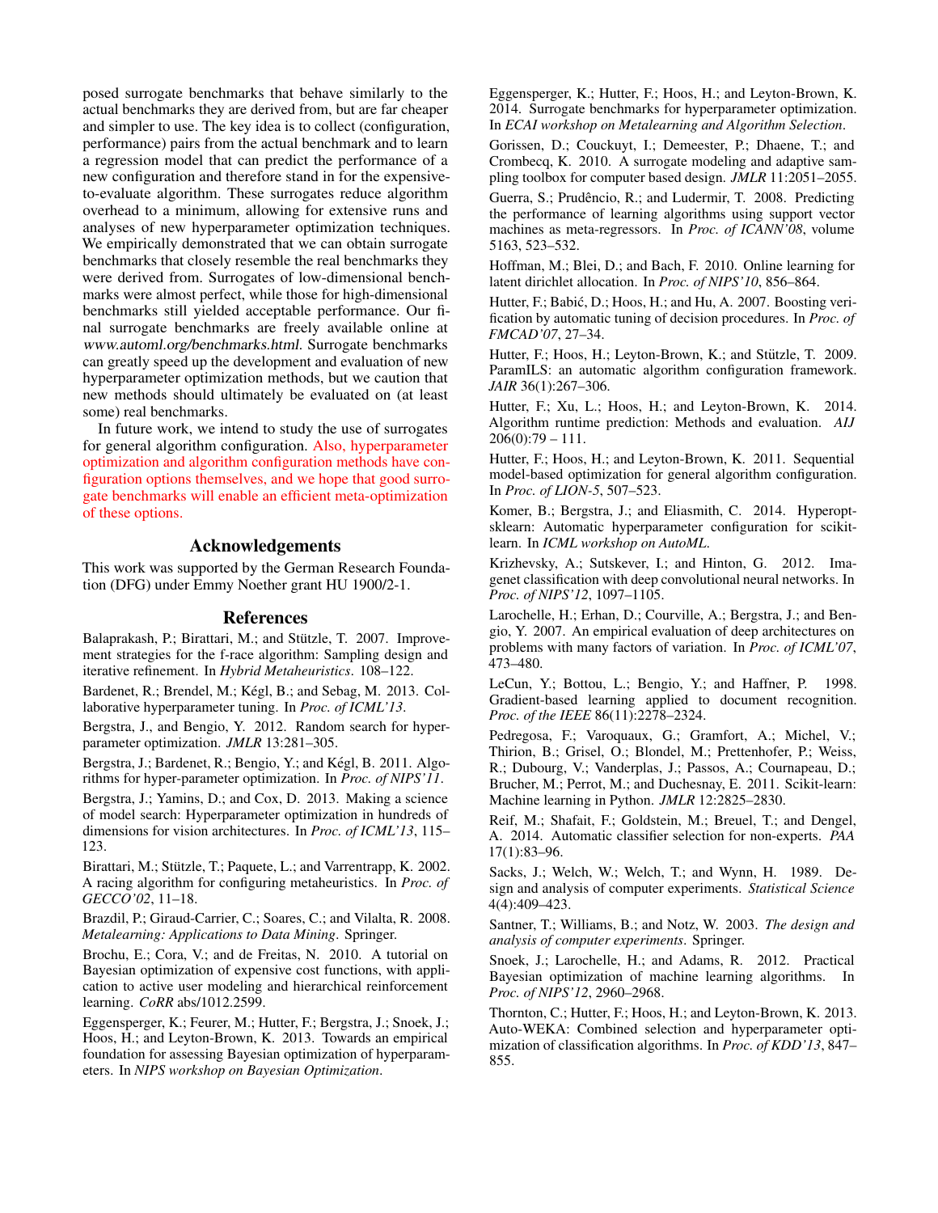posed surrogate benchmarks that behave similarly to the actual benchmarks they are derived from, but are far cheaper and simpler to use. The key idea is to collect (configuration, performance) pairs from the actual benchmark and to learn a regression model that can predict the performance of a new configuration and therefore stand in for the expensive-to-evaluate algorithm. These surrogates reduce algorithm overhead to a minimum, allowing for extensive runs and analyses of new hyperparameter optimization techniques. We empirically demonstrated that we can obtain surrogate benchmarks that closely resemble the real benchmarks they were derived from. Surrogates of low-dimensional benchmarks were almost perfect, while those for high-dimensional benchmarks still yielded acceptable performance. Our final surrogate benchmarks are freely available online at *www.automl.org/benchmarks.html*. Surrogate benchmarks can greatly speed up the development and evaluation of new hyperparameter optimization methods, but we caution that new methods should ultimately be evaluated on (at least some) real benchmarks.

In future work, we intend to study the use of surrogates for general algorithm configuration. Also, hyperparameter optimization and algorithm configuration methods have configuration options themselves, and we hope that good surrogate benchmarks will enable an efficient meta-optimization of these options.

## Acknowledgements

This work was supported by the German Research Foundation (DFG) under Emmy Noether grant HU 1900/2-1.

## References

Balaprakash, P.; Birattari, M.; and Stützle, T. 2007. Improvement strategies for the f-race algorithm: Sampling design and iterative refinement. In *Hybrid Metaheuristics*. 108–122.

Bardenet, R.; Brendel, M.; Kégl, B.; and Sebag, M. 2013. Collaborative hyperparameter tuning. In *Proc. of ICML'13*.

Bergstra, J., and Bengio, Y. 2012. Random search for hyperparameter optimization. *JMLR* 13:281–305.

Bergstra, J.; Bardenet, R.; Bengio, Y.; and Kégl, B. 2011. Algorithms for hyper-parameter optimization. In *Proc. of NIPS'11*.

Bergstra, J.; Yamins, D.; and Cox, D. 2013. Making a science of model search: Hyperparameter optimization in hundreds of dimensions for vision architectures. In *Proc. of ICML'13*, 115–123.

Birattari, M.; Stützle, T.; Paquete, L.; and Varrentrapp, K. 2002. A racing algorithm for configuring metaheuristics. In *Proc. of GECCO'02*, 11–18.

Brazdil, P.; Giraud-Carrier, C.; Soares, C.; and Vilalta, R. 2008. *Metalearning: Applications to Data Mining*. Springer.

Brochu, E.; Cora, V.; and de Freitas, N. 2010. A tutorial on Bayesian optimization of expensive cost functions, with application to active user modeling and hierarchical reinforcement learning. *CoRR* abs/1012.2599.

Eggensperger, K.; Feurer, M.; Hutter, F.; Bergstra, J.; Snoek, J.; Hoos, H.; and Leyton-Brown, K. 2013. Towards an empirical foundation for assessing Bayesian optimization of hyperparameters. In *NIPS workshop on Bayesian Optimization*.

Eggensperger, K.; Hutter, F.; Hoos, H.; and Leyton-Brown, K. 2014. Surrogate benchmarks for hyperparameter optimization. In *ECAI workshop on Metalearning and Algorithm Selection*.

Gorissen, D.; Couckuyt, I.; Demeester, P.; Dhaene, T.; and Crombecq, K. 2010. A surrogate modeling and adaptive sampling toolbox for computer based design. *JMLR* 11:2051–2055.

Guerra, S.; Prudêncio, R.; and Ludermir, T. 2008. Predicting the performance of learning algorithms using support vector machines as meta-regressors. In *Proc. of ICANN'08*, volume 5163, 523–532.

Hoffman, M.; Blei, D.; and Bach, F. 2010. Online learning for latent dirichlet allocation. In *Proc. of NIPS'10*, 856–864.

Hutter, F.; Babić, D.; Hoos, H.; and Hu, A. 2007. Boosting verification by automatic tuning of decision procedures. In *Proc. of FMCAD'07*, 27–34.

Hutter, F.; Hoos, H.; Leyton-Brown, K.; and Stützle, T. 2009. ParamILS: an automatic algorithm configuration framework. *JAIR* 36(1):267–306.

Hutter, F.; Xu, L.; Hoos, H.; and Leyton-Brown, K. 2014. Algorithm runtime prediction: Methods and evaluation. *AIJ* 206(0):79 – 111.

Hutter, F.; Hoos, H.; and Leyton-Brown, K. 2011. Sequential model-based optimization for general algorithm configuration. In *Proc. of LION-5*, 507–523.

Komer, B.; Bergstra, J.; and Eliasmith, C. 2014. Hyperopt-sklearn: Automatic hyperparameter configuration for scikit-learn. In *ICML workshop on AutoML*.

Krizhevsky, A.; Sutskever, I.; and Hinton, G. 2012. Imagenet classification with deep convolutional neural networks. In *Proc. of NIPS'12*, 1097–1105.

Larochelle, H.; Erhan, D.; Courville, A.; Bergstra, J.; and Bengio, Y. 2007. An empirical evaluation of deep architectures on problems with many factors of variation. In *Proc. of ICML'07*, 473–480.

LeCun, Y.; Bottou, L.; Bengio, Y.; and Haffner, P. 1998. Gradient-based learning applied to document recognition. *Proc. of the IEEE* 86(11):2278–2324.

Pedregosa, F.; Varoquaux, G.; Gramfort, A.; Michel, V.; Thirion, B.; Grisel, O.; Blondel, M.; Prettenhofer, P.; Weiss, R.; Dubourg, V.; Vanderplas, J.; Passos, A.; Cournapeau, D.; Brucher, M.; Perrot, M.; and Duchesnay, E. 2011. Scikit-learn: Machine learning in Python. *JMLR* 12:2825–2830.

Reif, M.; Shafait, F.; Goldstein, M.; Breuel, T.; and Dengel, A. 2014. Automatic classifier selection for non-experts. *PAA* 17(1):83–96.

Sacks, J.; Welch, W.; Welch, T.; and Wynn, H. 1989. Design and analysis of computer experiments. *Statistical Science* 4(4):409–423.

Santner, T.; Williams, B.; and Notz, W. 2003. *The design and analysis of computer experiments*. Springer.

Snoek, J.; Larochelle, H.; and Adams, R. 2012. Practical Bayesian optimization of machine learning algorithms. In *Proc. of NIPS'12*, 2960–2968.

Thornton, C.; Hutter, F.; Hoos, H.; and Leyton-Brown, K. 2013. Auto-WEKA: Combined selection and hyperparameter optimization of classification algorithms. In *Proc. of KDD'13*, 847–855.